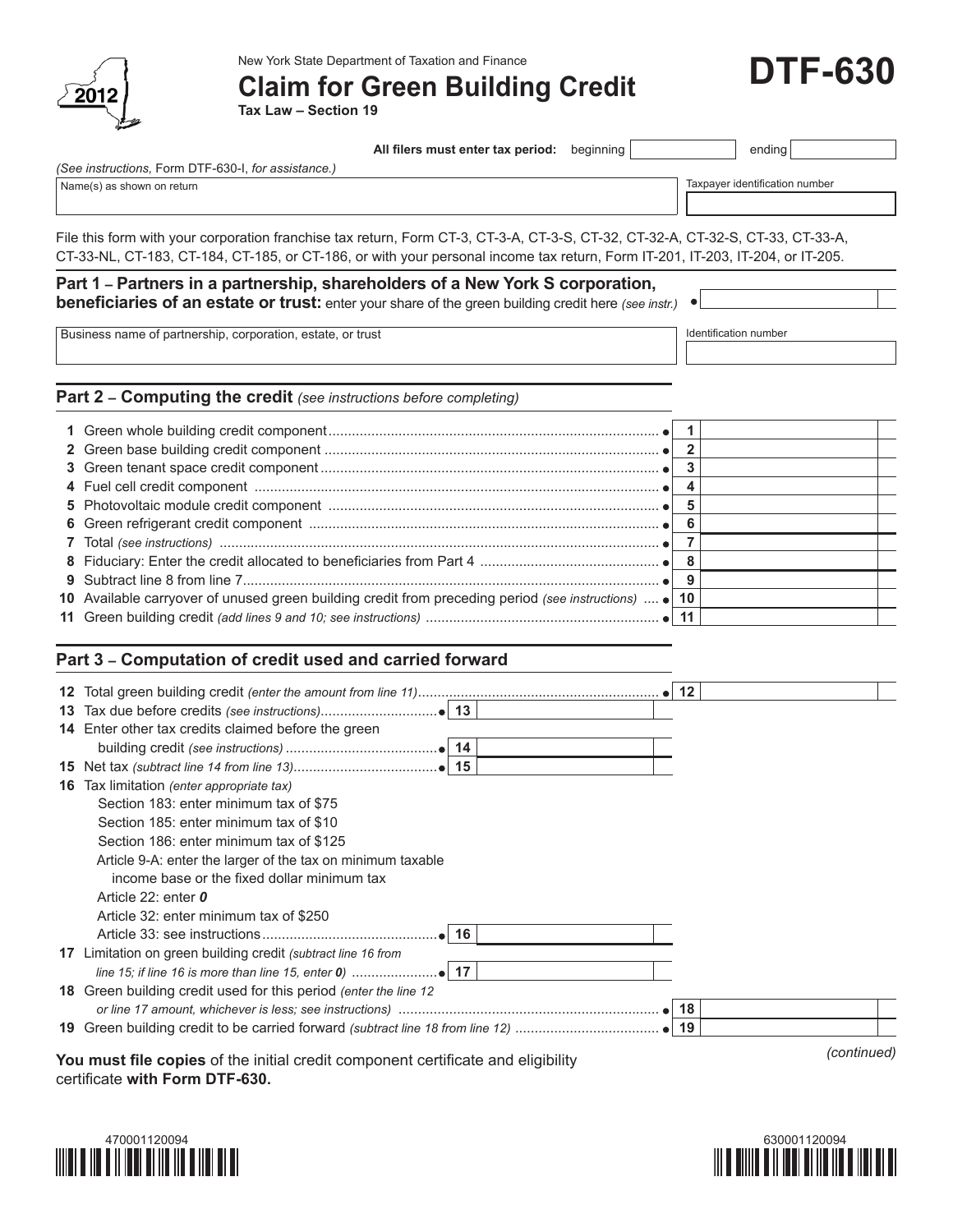2012

New York State Department of Taxation and Finance

# Claim for Green Building Credit

**Tax Law – Section 19**

# DTF-630

**All filers must enter tax period:** beginning ________ ending ________

*(See instructions, Form DTF-630-I, for assistance.)*

| Name(s) as shown on return | Taxpayer identification number |
|---|---|
| | |

File this form with your corporation franchise tax return, Form CT-3, CT-3-A, CT-3-S, CT-32, CT-32-A, CT-32-S, CT-33, CT-33-A, CT-33-NL, CT-183, CT-184, CT-185, or CT-186, or with your personal income tax return, Form IT-201, IT-203, IT-204, or IT-205.

## Part 1 – Partners in a partnership, shareholders of a New York S corporation, beneficiaries of an estate or trust: enter your share of the green building credit here *(see instr.)*

| Business name of partnership, corporation, estate, or trust | Identification number |
|---|---|
| | |

## Part 2 – Computing the credit *(see instructions before completing)*

| Line | Description | No. | Amount |
|---|---|---|---|
| 1 | Green whole building credit component | 1 | |
| 2 | Green base building credit component | 2 | |
| 3 | Green tenant space credit component | 3 | |
| 4 | Fuel cell credit component | 4 | |
| 5 | Photovoltaic module credit component | 5 | |
| 6 | Green refrigerant credit component | 6 | |
| 7 | Total *(see instructions)* | 7 | |
| 8 | Fiduciary: Enter the credit allocated to beneficiaries from Part 4 | 8 | |
| 9 | Subtract line 8 from line 7 | 9 | |
| 10 | Available carryover of unused green building credit from preceding period *(see instructions)* | 10 | |
| 11 | Green building credit *(add lines 9 and 10; see instructions)* | 11 | |

## Part 3 – Computation of credit used and carried forward

| Line | Description | No. | Amount | No. | Amount |
|---|---|---|---|---|---|
| 12 | Total green building credit *(enter the amount from line 11)* | | | 12 | |
| 13 | Tax due before credits *(see instructions)* | 13 | | | |
| 14 | Enter other tax credits claimed before the green building credit *(see instructions)* | 14 | | | |
| 15 | Net tax *(subtract line 14 from line 13)* | 15 | | | |
| 16 | Tax limitation *(enter appropriate tax)*<br>Section 183: enter minimum tax of $75<br>Section 185: enter minimum tax of $10<br>Section 186: enter minimum tax of $125<br>Article 9-A: enter the larger of the tax on minimum taxable income base or the fixed dollar minimum tax<br>Article 22: enter ***0***<br>Article 32: enter minimum tax of $250<br>Article 33: see instructions | 16 | | | |
| 17 | Limitation on green building credit *(subtract line 16 from line 15; if line 16 is more than line 15, enter 0)* | 17 | | | |
| 18 | Green building credit used for this period *(enter the line 12 or line 17 amount, whichever is less; see instructions)* | | | 18 | |
| 19 | Green building credit to be carried forward *(subtract line 18 from line 12)* | | | 19 | |

*(continued)*

**You must file copies** of the initial credit component certificate and eligibility certificate **with Form DTF-630.**

470001120094

630001120094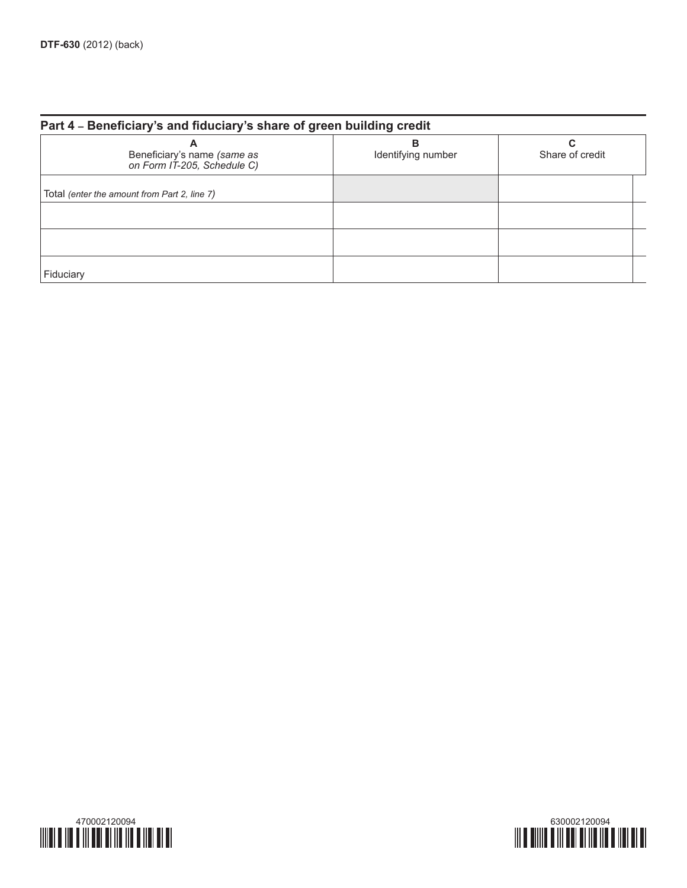## Part 4 – Beneficiary's and fiduciary's share of green building credit

| A<br>Beneficiary's name *(same as on Form IT-205, Schedule C)* | B<br>Identifying number | C<br>Share of credit |
|---|---|---|
| Total *(enter the amount from Part 2, line 7)* | | |
| | | |
| | | |
| Fiduciary | | |

470002120094

630002120094